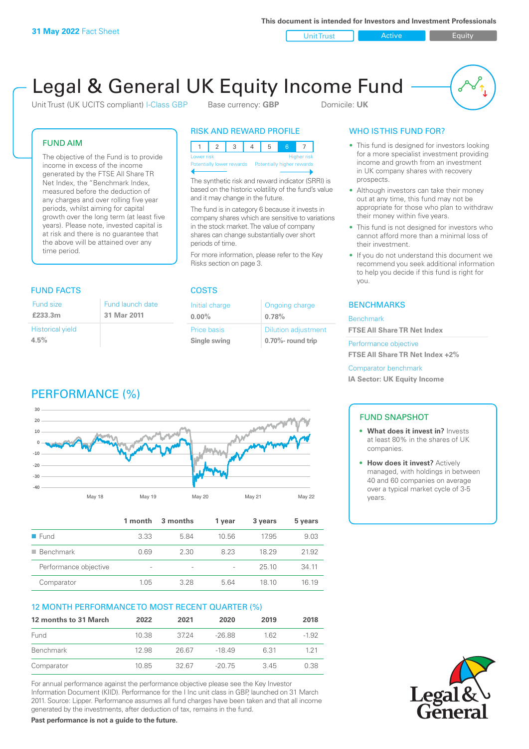**31 May 2022** Fact Sheet

This document is intended for Investors and Investment Professionals

Unit Trust | Active | Equity

# Legal & General UK Equity Income Fund

Unit Trust (UK UCITS compliant) I-Class GBP    Base currency: **GBP**    Domicile: **UK**

## FUND AIM

The objective of the Fund is to provide income in excess of the income generated by the FTSE All Share TR Net Index, the "Benchmark Index, measured before the deduction of any charges and over rolling five year periods, whilst aiming for capital growth over the long term (at least five years). Please note, invested capital is at risk and there is no guarantee that the above will be attained over any time period.

## RISK AND REWARD PROFILE

| 1 | 2 | 3 | 4 | 5 | 6 | 7 |
|---|---|---|---|---|---|---|

Lower risk — Potentially lower rewards | Higher risk — Potentially higher rewards

The synthetic risk and reward indicator (SRRI) is based on the historic volatility of the fund's value and it may change in the future.

The fund is in category 6 because it invests in company shares which are sensitive to variations in the stock market. The value of company shares can change substantially over short periods of time.

For more information, please refer to the Key Risks section on page 3.

## WHO IS THIS FUND FOR?

- This fund is designed for investors looking for a more specialist investment providing income and growth from an investment in UK company shares with recovery prospects.
- Although investors can take their money out at any time, this fund may not be appropriate for those who plan to withdraw their money within five years.
- This fund is not designed for investors who cannot afford more than a minimal loss of their investment.
- If you do not understand this document we recommend you seek additional information to help you decide if this fund is right for you.

## FUND FACTS

| Fund size | Fund launch date |
|---|---|
| **£233.3m** | **31 Mar 2011** |
| Historical yield | |
| **4.5%** | |

## COSTS

| Initial charge | Ongoing charge |
|---|---|
| **0.00%** | **0.78%** |
| Price basis | Dilution adjustment |
| **Single swing** | **0.70%- round trip** |

## BENCHMARKS

Benchmark
**FTSE All Share TR Net Index**

Performance objective
**FTSE All Share TR Net Index +2%**

Comparator benchmark
**IA Sector: UK Equity Income**

## PERFORMANCE (%)

| | 1 month | 3 months | 1 year | 3 years | 5 years |
|---|---|---|---|---|---|
| Fund | 3.33 | 5.84 | 10.56 | 17.95 | 9.03 |
| Benchmark | 0.69 | 2.30 | 8.23 | 18.29 | 21.92 |
| Performance objective | - | - | - | 25.10 | 34.11 |
| Comparator | 1.05 | 3.28 | 5.64 | 18.10 | 16.19 |

## FUND SNAPSHOT

- **What does it invest in?** Invests at least 80% in the shares of UK companies.
- **How does it invest?** Actively managed, with holdings in between 40 and 60 companies on average over a typical market cycle of 3-5 years.

## 12 MONTH PERFORMANCE TO MOST RECENT QUARTER (%)

| 12 months to 31 March | 2022 | 2021 | 2020 | 2019 | 2018 |
|---|---|---|---|---|---|
| Fund | 10.38 | 37.24 | -26.88 | 1.62 | -1.92 |
| Benchmark | 12.98 | 26.67 | -18.49 | 6.31 | 1.21 |
| Comparator | 10.85 | 32.67 | -20.75 | 3.45 | 0.38 |

For annual performance against the performance objective please see the Key Investor Information Document (KIID). Performance for the I Inc unit class in GBP, launched on 31 March 2011. Source: Lipper. Performance assumes all fund charges have been taken and that all income generated by the investments, after deduction of tax, remains in the fund.

**Past performance is not a guide to the future.**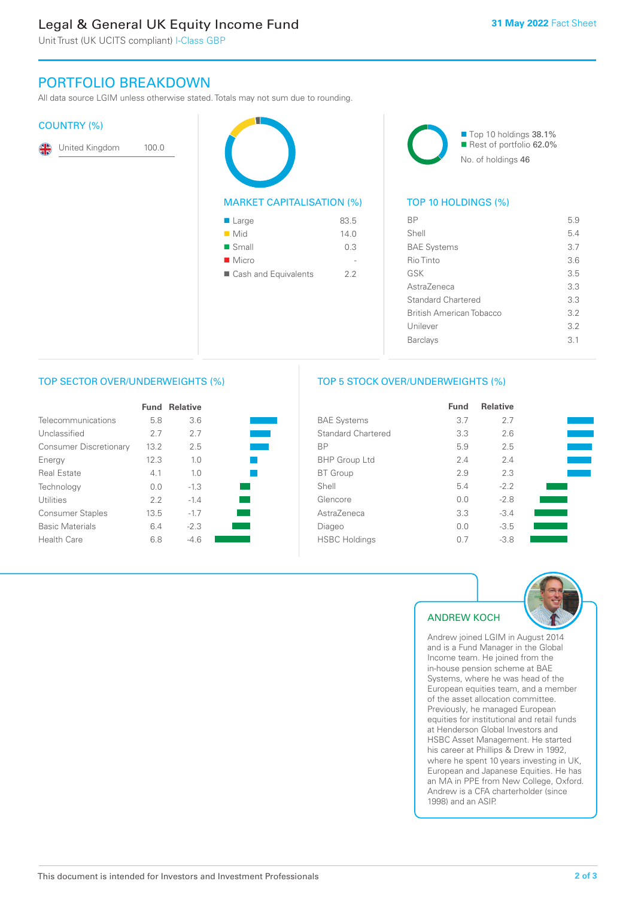# Legal & General UK Equity Income Fund

Unit Trust (UK UCITS compliant) I-Class GBP

**31 May 2022** Fact Sheet

## PORTFOLIO BREAKDOWN

All data source LGIM unless otherwise stated. Totals may not sum due to rounding.

### COUNTRY (%)

| Country | % |
|---|---|
| United Kingdom | 100.0 |

### MARKET CAPITALISATION (%)

| | % |
|---|---|
| Large | 83.5 |
| Mid | 14.0 |
| Small | 0.3 |
| Micro | - |
| Cash and Equivalents | 2.2 |

Top 10 holdings 38.1%
Rest of portfolio 62.0%
No. of holdings 46

### TOP 10 HOLDINGS (%)

| Holding | % |
|---|---|
| BP | 5.9 |
| Shell | 5.4 |
| BAE Systems | 3.7 |
| Rio Tinto | 3.6 |
| GSK | 3.5 |
| AstraZeneca | 3.3 |
| Standard Chartered | 3.3 |
| British American Tobacco | 3.2 |
| Unilever | 3.2 |
| Barclays | 3.1 |

### TOP SECTOR OVER/UNDERWEIGHTS (%)

| | Fund | Relative |
|---|---|---|
| Telecommunications | 5.8 | 3.6 |
| Unclassified | 2.7 | 2.7 |
| Consumer Discretionary | 13.2 | 2.5 |
| Energy | 12.3 | 1.0 |
| Real Estate | 4.1 | 1.0 |
| Technology | 0.0 | -1.3 |
| Utilities | 2.2 | -1.4 |
| Consumer Staples | 13.5 | -1.7 |
| Basic Materials | 6.4 | -2.3 |
| Health Care | 6.8 | -4.6 |

### TOP 5 STOCK OVER/UNDERWEIGHTS (%)

| | Fund | Relative |
|---|---|---|
| BAE Systems | 3.7 | 2.7 |
| Standard Chartered | 3.3 | 2.6 |
| BP | 5.9 | 2.5 |
| BHP Group Ltd | 2.4 | 2.4 |
| BT Group | 2.9 | 2.3 |
| Shell | 5.4 | -2.2 |
| Glencore | 0.0 | -2.8 |
| AstraZeneca | 3.3 | -3.4 |
| Diageo | 0.0 | -3.5 |
| HSBC Holdings | 0.7 | -3.8 |

### ANDREW KOCH

Andrew joined LGIM in August 2014 and is a Fund Manager in the Global Income team. He joined from the in-house pension scheme at BAE Systems, where he was head of the European equities team, and a member of the asset allocation committee. Previously, he managed European equities for institutional and retail funds at Henderson Global Investors and HSBC Asset Management. He started his career at Phillips & Drew in 1992, where he spent 10 years investing in UK, European and Japanese Equities. He has an MA in PPE from New College, Oxford. Andrew is a CFA charterholder (since 1998) and an ASIP.

This document is intended for Investors and Investment Professionals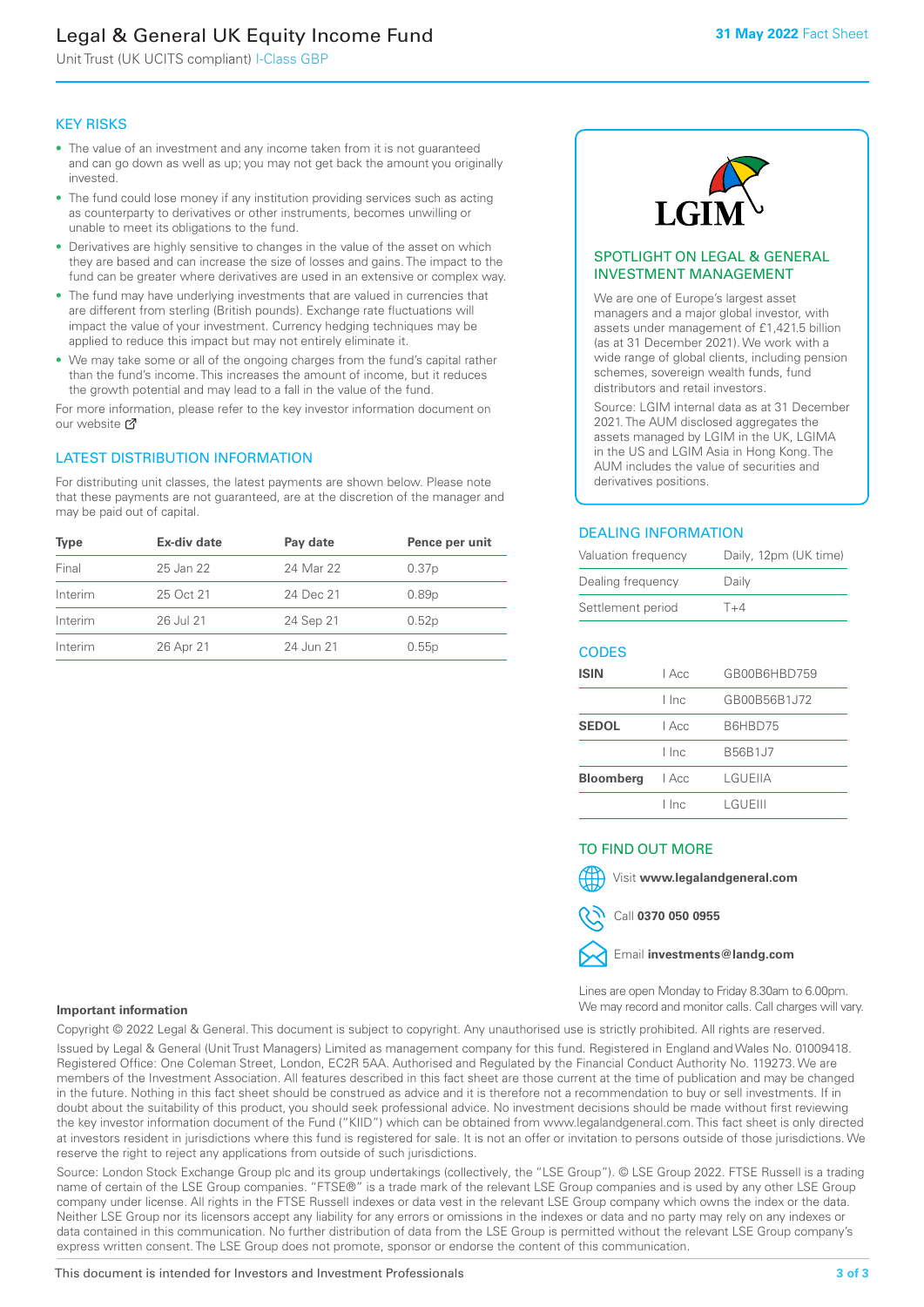# Legal & General UK Equity Income Fund

Unit Trust (UK UCITS compliant) I-Class GBP

31 May 2022 Fact Sheet

## KEY RISKS

- The value of an investment and any income taken from it is not guaranteed and can go down as well as up; you may not get back the amount you originally invested.
- The fund could lose money if any institution providing services such as acting as counterparty to derivatives or other instruments, becomes unwilling or unable to meet its obligations to the fund.
- Derivatives are highly sensitive to changes in the value of the asset on which they are based and can increase the size of losses and gains. The impact to the fund can be greater where derivatives are used in an extensive or complex way.
- The fund may have underlying investments that are valued in currencies that are different from sterling (British pounds). Exchange rate fluctuations will impact the value of your investment. Currency hedging techniques may be applied to reduce this impact but may not entirely eliminate it.
- We may take some or all of the ongoing charges from the fund's capital rather than the fund's income. This increases the amount of income, but it reduces the growth potential and may lead to a fall in the value of the fund.

For more information, please refer to the key investor information document on our website

## LATEST DISTRIBUTION INFORMATION

For distributing unit classes, the latest payments are shown below. Please note that these payments are not guaranteed, are at the discretion of the manager and may be paid out of capital.

| Type | Ex-div date | Pay date | Pence per unit |
|---|---|---|---|
| Final | 25 Jan 22 | 24 Mar 22 | 0.37p |
| Interim | 25 Oct 21 | 24 Dec 21 | 0.89p |
| Interim | 26 Jul 21 | 24 Sep 21 | 0.52p |
| Interim | 26 Apr 21 | 24 Jun 21 | 0.55p |

## SPOTLIGHT ON LEGAL & GENERAL INVESTMENT MANAGEMENT

We are one of Europe's largest asset managers and a major global investor, with assets under management of £1,421.5 billion (as at 31 December 2021). We work with a wide range of global clients, including pension schemes, sovereign wealth funds, fund distributors and retail investors.

Source: LGIM internal data as at 31 December 2021. The AUM disclosed aggregates the assets managed by LGIM in the UK, LGIMA in the US and LGIM Asia in Hong Kong. The AUM includes the value of securities and derivatives positions.

## DEALING INFORMATION

| | |
|---|---|
| Valuation frequency | Daily, 12pm (UK time) |
| Dealing frequency | Daily |
| Settlement period | T+4 |

## CODES

| | | |
|---|---|---|
| **ISIN** | I Acc | GB00B6HBD759 |
| | I Inc | GB00B56B1J72 |
| **SEDOL** | I Acc | B6HBD75 |
| | I Inc | B56B1J7 |
| **Bloomberg** | I Acc | LGUEIIA |
| | I Inc | LGUEIII |

## TO FIND OUT MORE

Visit **www.legalandgeneral.com**

Call **0370 050 0955**

Email **investments@landg.com**

Lines are open Monday to Friday 8.30am to 6.00pm. We may record and monitor calls. Call charges will vary.

**Important information**

Copyright © 2022 Legal & General. This document is subject to copyright. Any unauthorised use is strictly prohibited. All rights are reserved.

Issued by Legal & General (Unit Trust Managers) Limited as management company for this fund. Registered in England and Wales No. 01009418. Registered Office: One Coleman Street, London, EC2R 5AA. Authorised and Regulated by the Financial Conduct Authority No. 119273. We are members of the Investment Association. All features described in this fact sheet are those current at the time of publication and may be changed in the future. Nothing in this fact sheet should be construed as advice and it is therefore not a recommendation to buy or sell investments. If in doubt about the suitability of this product, you should seek professional advice. No investment decisions should be made without first reviewing the key investor information document of the Fund ("KIID") which can be obtained from www.legalandgeneral.com. This fact sheet is only directed at investors resident in jurisdictions where this fund is registered for sale. It is not an offer or invitation to persons outside of those jurisdictions. We reserve the right to reject any applications from outside of such jurisdictions.

Source: London Stock Exchange Group plc and its group undertakings (collectively, the "LSE Group"). © LSE Group 2022. FTSE Russell is a trading name of certain of the LSE Group companies. "FTSE®" is a trade mark of the relevant LSE Group companies and is used by any other LSE Group company under license. All rights in the FTSE Russell indexes or data vest in the relevant LSE Group company which owns the index or the data. Neither LSE Group nor its licensors accept any liability for any errors or omissions in the indexes or data and no party may rely on any indexes or data contained in this communication. No further distribution of data from the LSE Group is permitted without the relevant LSE Group company's express written consent. The LSE Group does not promote, sponsor or endorse the content of this communication.

This document is intended for Investors and Investment Professionals